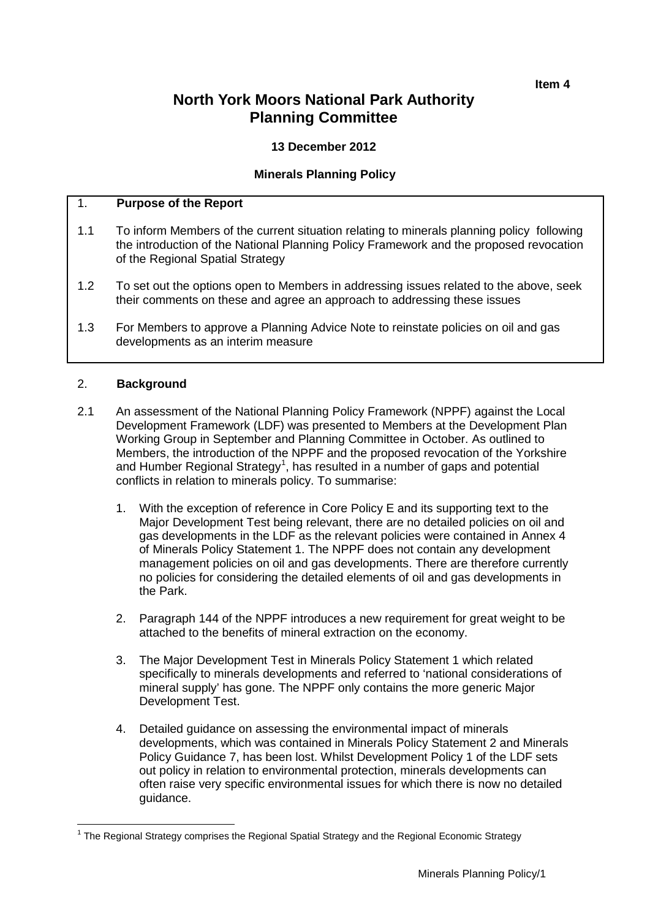**Item 4**

# North York Moors National Park Authority Planning Committee

**13 December 2012**

**Minerals Planning Policy**

## 1. Purpose of the Report

1.1 To inform Members of the current situation relating to minerals planning policy following the introduction of the National Planning Policy Framework and the proposed revocation of the Regional Spatial Strategy

1.2 To set out the options open to Members in addressing issues related to the above, seek their comments on these and agree an approach to addressing these issues

1.3 For Members to approve a Planning Advice Note to reinstate policies on oil and gas developments as an interim measure

## 2. Background

2.1 An assessment of the National Planning Policy Framework (NPPF) against the Local Development Framework (LDF) was presented to Members at the Development Plan Working Group in September and Planning Committee in October. As outlined to Members, the introduction of the NPPF and the proposed revocation of the Yorkshire and Humber Regional Strategy[1], has resulted in a number of gaps and potential conflicts in relation to minerals policy. To summarise:

1. With the exception of reference in Core Policy E and its supporting text to the Major Development Test being relevant, there are no detailed policies on oil and gas developments in the LDF as the relevant policies were contained in Annex 4 of Minerals Policy Statement 1. The NPPF does not contain any development management policies on oil and gas developments. There are therefore currently no policies for considering the detailed elements of oil and gas developments in the Park.

2. Paragraph 144 of the NPPF introduces a new requirement for great weight to be attached to the benefits of mineral extraction on the economy.

3. The Major Development Test in Minerals Policy Statement 1 which related specifically to minerals developments and referred to 'national considerations of mineral supply' has gone. The NPPF only contains the more generic Major Development Test.

4. Detailed guidance on assessing the environmental impact of minerals developments, which was contained in Minerals Policy Statement 2 and Minerals Policy Guidance 7, has been lost. Whilst Development Policy 1 of the LDF sets out policy in relation to environmental protection, minerals developments can often raise very specific environmental issues for which there is now no detailed guidance.

[1] The Regional Strategy comprises the Regional Spatial Strategy and the Regional Economic Strategy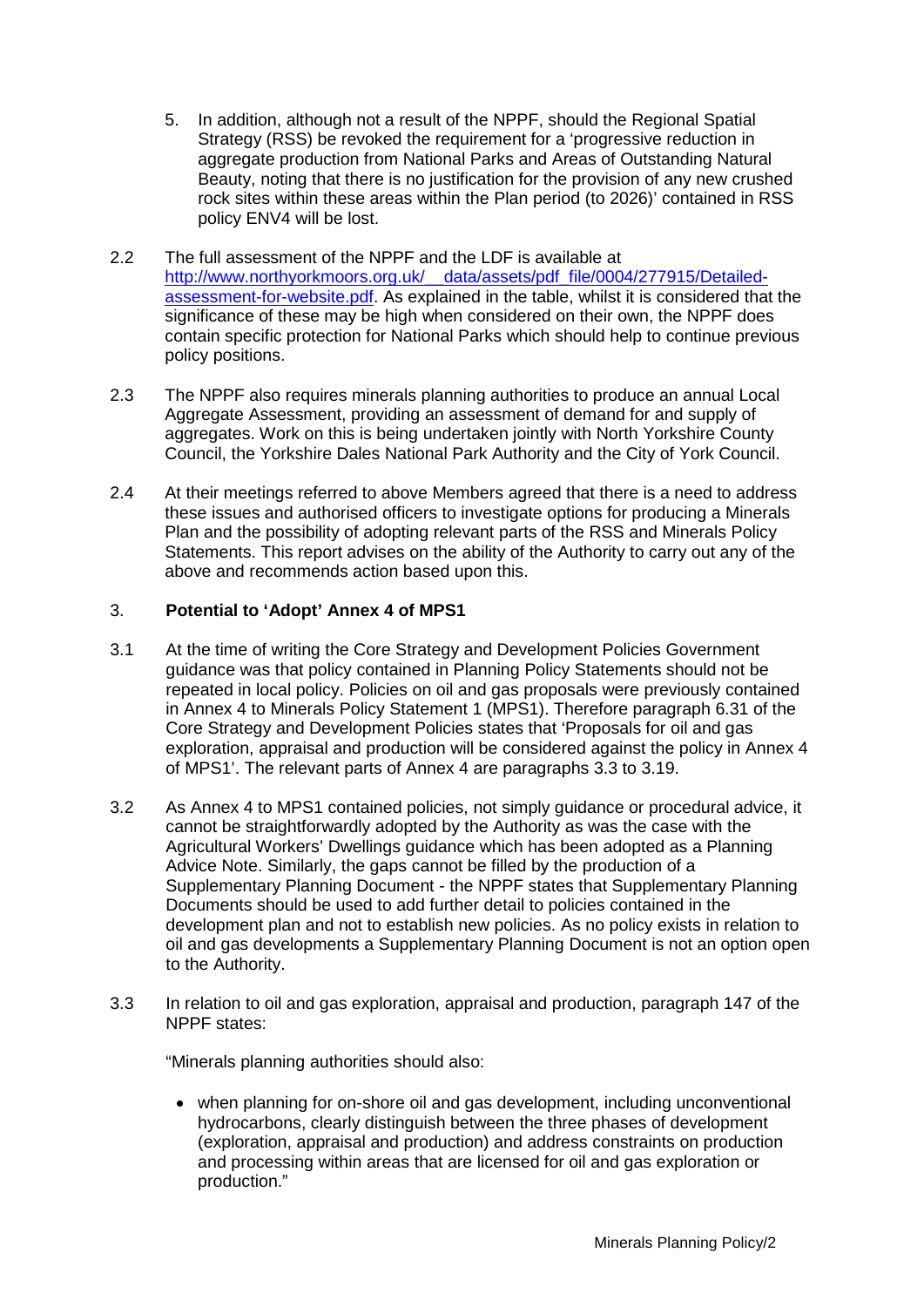5. In addition, although not a result of the NPPF, should the Regional Spatial Strategy (RSS) be revoked the requirement for a 'progressive reduction in aggregate production from National Parks and Areas of Outstanding Natural Beauty, noting that there is no justification for the provision of any new crushed rock sites within these areas within the Plan period (to 2026)' contained in RSS policy ENV4 will be lost.

2.2 The full assessment of the NPPF and the LDF is available at http://www.northyorkmoors.org.uk/__data/assets/pdf_file/0004/277915/Detailed-assessment-for-website.pdf. As explained in the table, whilst it is considered that the significance of these may be high when considered on their own, the NPPF does contain specific protection for National Parks which should help to continue previous policy positions.

2.3 The NPPF also requires minerals planning authorities to produce an annual Local Aggregate Assessment, providing an assessment of demand for and supply of aggregates. Work on this is being undertaken jointly with North Yorkshire County Council, the Yorkshire Dales National Park Authority and the City of York Council.

2.4 At their meetings referred to above Members agreed that there is a need to address these issues and authorised officers to investigate options for producing a Minerals Plan and the possibility of adopting relevant parts of the RSS and Minerals Policy Statements. This report advises on the ability of the Authority to carry out any of the above and recommends action based upon this.

## 3. Potential to 'Adopt' Annex 4 of MPS1

3.1 At the time of writing the Core Strategy and Development Policies Government guidance was that policy contained in Planning Policy Statements should not be repeated in local policy. Policies on oil and gas proposals were previously contained in Annex 4 to Minerals Policy Statement 1 (MPS1). Therefore paragraph 6.31 of the Core Strategy and Development Policies states that 'Proposals for oil and gas exploration, appraisal and production will be considered against the policy in Annex 4 of MPS1'. The relevant parts of Annex 4 are paragraphs 3.3 to 3.19.

3.2 As Annex 4 to MPS1 contained policies, not simply guidance or procedural advice, it cannot be straightforwardly adopted by the Authority as was the case with the Agricultural Workers' Dwellings guidance which has been adopted as a Planning Advice Note. Similarly, the gaps cannot be filled by the production of a Supplementary Planning Document - the NPPF states that Supplementary Planning Documents should be used to add further detail to policies contained in the development plan and not to establish new policies. As no policy exists in relation to oil and gas developments a Supplementary Planning Document is not an option open to the Authority.

3.3 In relation to oil and gas exploration, appraisal and production, paragraph 147 of the NPPF states:

"Minerals planning authorities should also:

- when planning for on-shore oil and gas development, including unconventional hydrocarbons, clearly distinguish between the three phases of development (exploration, appraisal and production) and address constraints on production and processing within areas that are licensed for oil and gas exploration or production."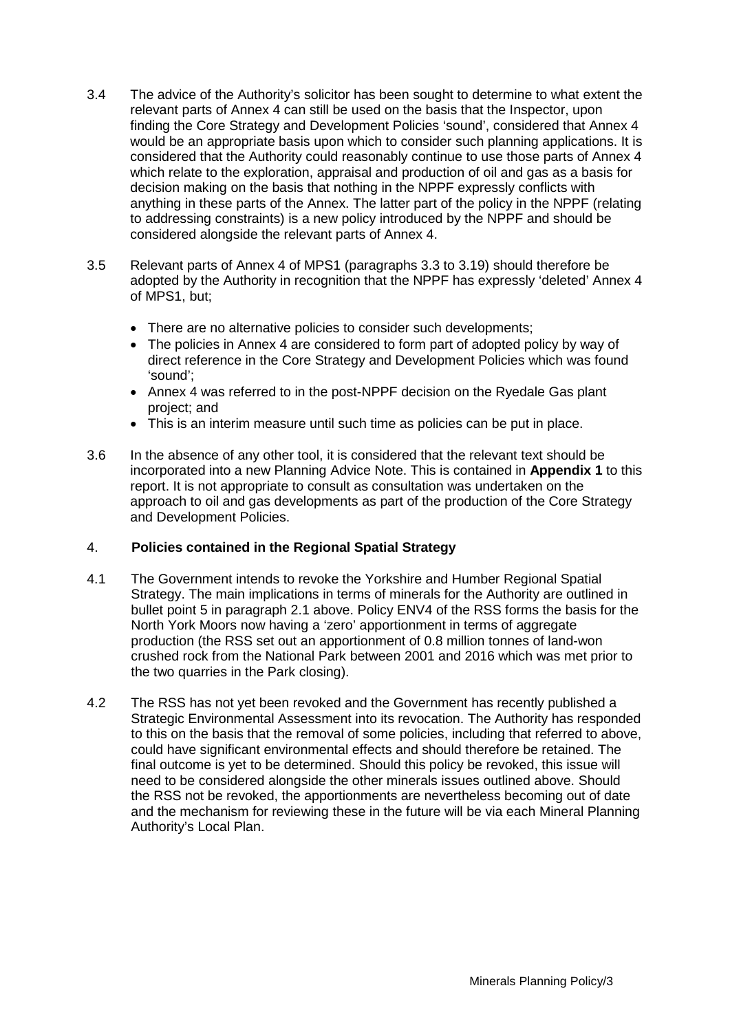3.4 The advice of the Authority's solicitor has been sought to determine to what extent the relevant parts of Annex 4 can still be used on the basis that the Inspector, upon finding the Core Strategy and Development Policies 'sound', considered that Annex 4 would be an appropriate basis upon which to consider such planning applications. It is considered that the Authority could reasonably continue to use those parts of Annex 4 which relate to the exploration, appraisal and production of oil and gas as a basis for decision making on the basis that nothing in the NPPF expressly conflicts with anything in these parts of the Annex. The latter part of the policy in the NPPF (relating to addressing constraints) is a new policy introduced by the NPPF and should be considered alongside the relevant parts of Annex 4.

3.5 Relevant parts of Annex 4 of MPS1 (paragraphs 3.3 to 3.19) should therefore be adopted by the Authority in recognition that the NPPF has expressly 'deleted' Annex 4 of MPS1, but;

- There are no alternative policies to consider such developments;
- The policies in Annex 4 are considered to form part of adopted policy by way of direct reference in the Core Strategy and Development Policies which was found 'sound';
- Annex 4 was referred to in the post-NPPF decision on the Ryedale Gas plant project; and
- This is an interim measure until such time as policies can be put in place.

3.6 In the absence of any other tool, it is considered that the relevant text should be incorporated into a new Planning Advice Note. This is contained in **Appendix 1** to this report. It is not appropriate to consult as consultation was undertaken on the approach to oil and gas developments as part of the production of the Core Strategy and Development Policies.

## 4. Policies contained in the Regional Spatial Strategy

4.1 The Government intends to revoke the Yorkshire and Humber Regional Spatial Strategy. The main implications in terms of minerals for the Authority are outlined in bullet point 5 in paragraph 2.1 above. Policy ENV4 of the RSS forms the basis for the North York Moors now having a 'zero' apportionment in terms of aggregate production (the RSS set out an apportionment of 0.8 million tonnes of land-won crushed rock from the National Park between 2001 and 2016 which was met prior to the two quarries in the Park closing).

4.2 The RSS has not yet been revoked and the Government has recently published a Strategic Environmental Assessment into its revocation. The Authority has responded to this on the basis that the removal of some policies, including that referred to above, could have significant environmental effects and should therefore be retained. The final outcome is yet to be determined. Should this policy be revoked, this issue will need to be considered alongside the other minerals issues outlined above. Should the RSS not be revoked, the apportionments are nevertheless becoming out of date and the mechanism for reviewing these in the future will be via each Mineral Planning Authority's Local Plan.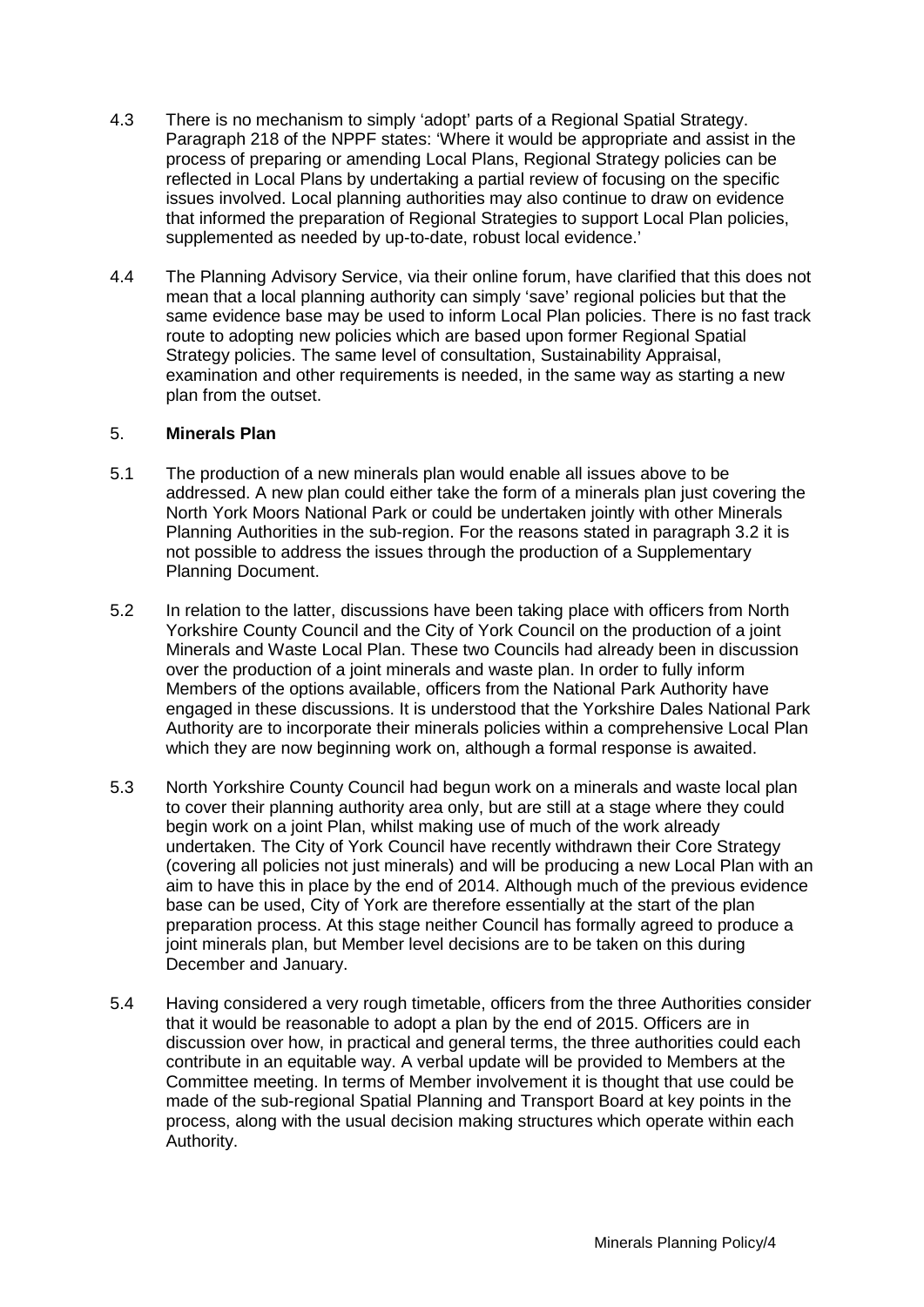4.3 There is no mechanism to simply 'adopt' parts of a Regional Spatial Strategy. Paragraph 218 of the NPPF states: 'Where it would be appropriate and assist in the process of preparing or amending Local Plans, Regional Strategy policies can be reflected in Local Plans by undertaking a partial review of focusing on the specific issues involved. Local planning authorities may also continue to draw on evidence that informed the preparation of Regional Strategies to support Local Plan policies, supplemented as needed by up-to-date, robust local evidence.'

4.4 The Planning Advisory Service, via their online forum, have clarified that this does not mean that a local planning authority can simply 'save' regional policies but that the same evidence base may be used to inform Local Plan policies. There is no fast track route to adopting new policies which are based upon former Regional Spatial Strategy policies. The same level of consultation, Sustainability Appraisal, examination and other requirements is needed, in the same way as starting a new plan from the outset.

## 5. **Minerals Plan**

5.1 The production of a new minerals plan would enable all issues above to be addressed. A new plan could either take the form of a minerals plan just covering the North York Moors National Park or could be undertaken jointly with other Minerals Planning Authorities in the sub-region. For the reasons stated in paragraph 3.2 it is not possible to address the issues through the production of a Supplementary Planning Document.

5.2 In relation to the latter, discussions have been taking place with officers from North Yorkshire County Council and the City of York Council on the production of a joint Minerals and Waste Local Plan. These two Councils had already been in discussion over the production of a joint minerals and waste plan. In order to fully inform Members of the options available, officers from the National Park Authority have engaged in these discussions. It is understood that the Yorkshire Dales National Park Authority are to incorporate their minerals policies within a comprehensive Local Plan which they are now beginning work on, although a formal response is awaited.

5.3 North Yorkshire County Council had begun work on a minerals and waste local plan to cover their planning authority area only, but are still at a stage where they could begin work on a joint Plan, whilst making use of much of the work already undertaken. The City of York Council have recently withdrawn their Core Strategy (covering all policies not just minerals) and will be producing a new Local Plan with an aim to have this in place by the end of 2014. Although much of the previous evidence base can be used, City of York are therefore essentially at the start of the plan preparation process. At this stage neither Council has formally agreed to produce a joint minerals plan, but Member level decisions are to be taken on this during December and January.

5.4 Having considered a very rough timetable, officers from the three Authorities consider that it would be reasonable to adopt a plan by the end of 2015. Officers are in discussion over how, in practical and general terms, the three authorities could each contribute in an equitable way. A verbal update will be provided to Members at the Committee meeting. In terms of Member involvement it is thought that use could be made of the sub-regional Spatial Planning and Transport Board at key points in the process, along with the usual decision making structures which operate within each Authority.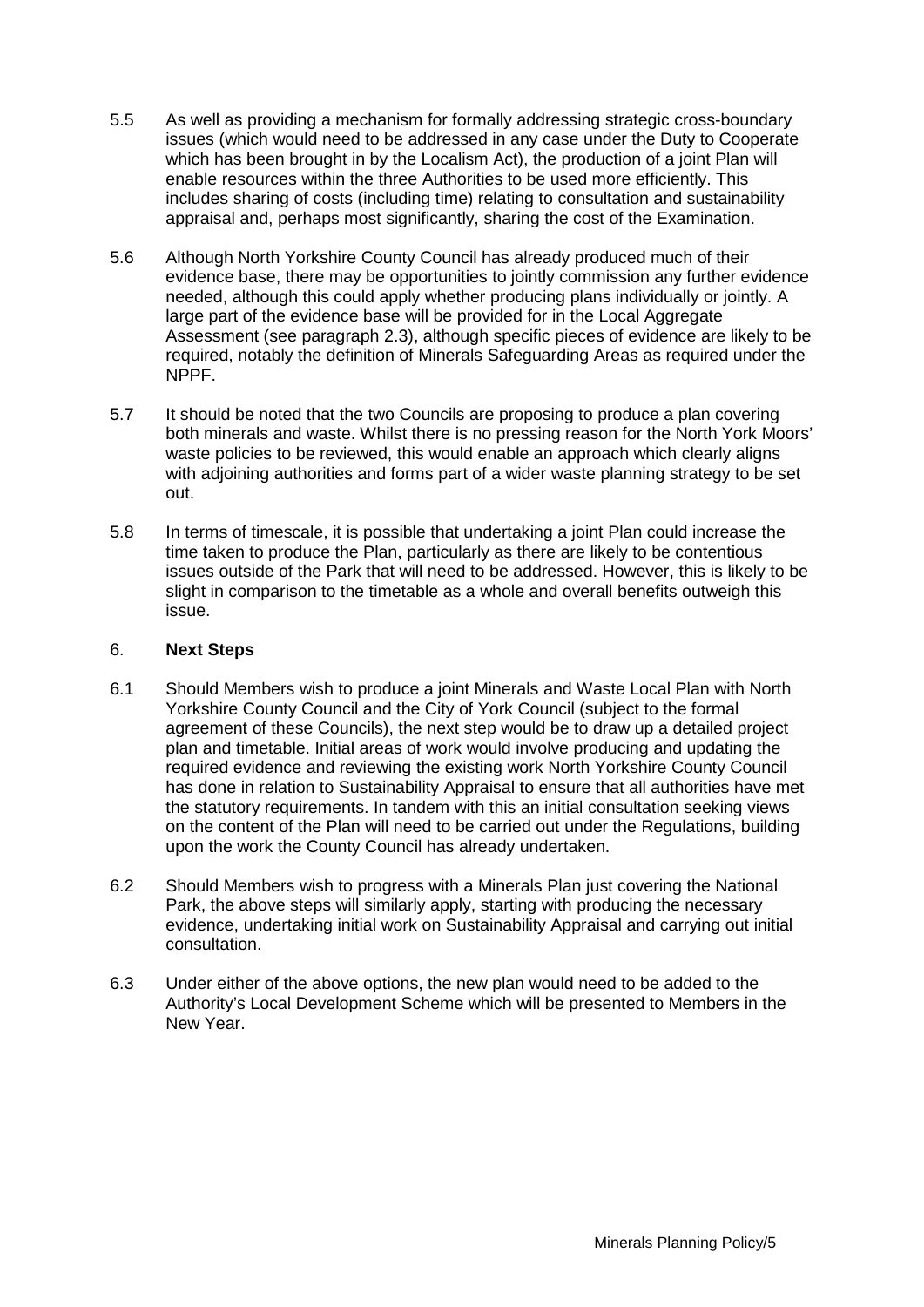5.5 As well as providing a mechanism for formally addressing strategic cross-boundary issues (which would need to be addressed in any case under the Duty to Cooperate which has been brought in by the Localism Act), the production of a joint Plan will enable resources within the three Authorities to be used more efficiently. This includes sharing of costs (including time) relating to consultation and sustainability appraisal and, perhaps most significantly, sharing the cost of the Examination.

5.6 Although North Yorkshire County Council has already produced much of their evidence base, there may be opportunities to jointly commission any further evidence needed, although this could apply whether producing plans individually or jointly. A large part of the evidence base will be provided for in the Local Aggregate Assessment (see paragraph 2.3), although specific pieces of evidence are likely to be required, notably the definition of Minerals Safeguarding Areas as required under the NPPF.

5.7 It should be noted that the two Councils are proposing to produce a plan covering both minerals and waste. Whilst there is no pressing reason for the North York Moors' waste policies to be reviewed, this would enable an approach which clearly aligns with adjoining authorities and forms part of a wider waste planning strategy to be set out.

5.8 In terms of timescale, it is possible that undertaking a joint Plan could increase the time taken to produce the Plan, particularly as there are likely to be contentious issues outside of the Park that will need to be addressed. However, this is likely to be slight in comparison to the timetable as a whole and overall benefits outweigh this issue.

## 6. **Next Steps**

6.1 Should Members wish to produce a joint Minerals and Waste Local Plan with North Yorkshire County Council and the City of York Council (subject to the formal agreement of these Councils), the next step would be to draw up a detailed project plan and timetable. Initial areas of work would involve producing and updating the required evidence and reviewing the existing work North Yorkshire County Council has done in relation to Sustainability Appraisal to ensure that all authorities have met the statutory requirements. In tandem with this an initial consultation seeking views on the content of the Plan will need to be carried out under the Regulations, building upon the work the County Council has already undertaken.

6.2 Should Members wish to progress with a Minerals Plan just covering the National Park, the above steps will similarly apply, starting with producing the necessary evidence, undertaking initial work on Sustainability Appraisal and carrying out initial consultation.

6.3 Under either of the above options, the new plan would need to be added to the Authority's Local Development Scheme which will be presented to Members in the New Year.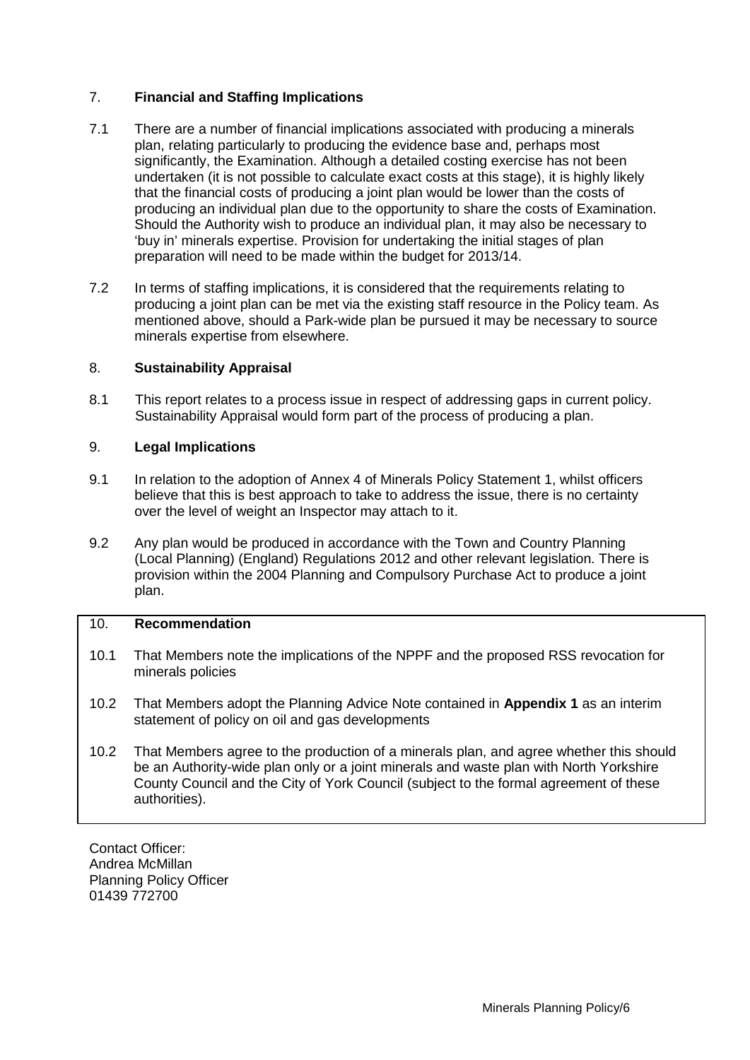## 7. **Financial and Staffing Implications**

7.1 There are a number of financial implications associated with producing a minerals plan, relating particularly to producing the evidence base and, perhaps most significantly, the Examination. Although a detailed costing exercise has not been undertaken (it is not possible to calculate exact costs at this stage), it is highly likely that the financial costs of producing a joint plan would be lower than the costs of producing an individual plan due to the opportunity to share the costs of Examination. Should the Authority wish to produce an individual plan, it may also be necessary to 'buy in' minerals expertise. Provision for undertaking the initial stages of plan preparation will need to be made within the budget for 2013/14.

7.2 In terms of staffing implications, it is considered that the requirements relating to producing a joint plan can be met via the existing staff resource in the Policy team. As mentioned above, should a Park-wide plan be pursued it may be necessary to source minerals expertise from elsewhere.

## 8. **Sustainability Appraisal**

8.1 This report relates to a process issue in respect of addressing gaps in current policy. Sustainability Appraisal would form part of the process of producing a plan.

## 9. **Legal Implications**

9.1 In relation to the adoption of Annex 4 of Minerals Policy Statement 1, whilst officers believe that this is best approach to take to address the issue, there is no certainty over the level of weight an Inspector may attach to it.

9.2 Any plan would be produced in accordance with the Town and Country Planning (Local Planning) (England) Regulations 2012 and other relevant legislation. There is provision within the 2004 Planning and Compulsory Purchase Act to produce a joint plan.

## 10. **Recommendation**

10.1 That Members note the implications of the NPPF and the proposed RSS revocation for minerals policies

10.2 That Members adopt the Planning Advice Note contained in **Appendix 1** as an interim statement of policy on oil and gas developments

10.2 That Members agree to the production of a minerals plan, and agree whether this should be an Authority-wide plan only or a joint minerals and waste plan with North Yorkshire County Council and the City of York Council (subject to the formal agreement of these authorities).

Contact Officer:
Andrea McMillan
Planning Policy Officer
01439 772700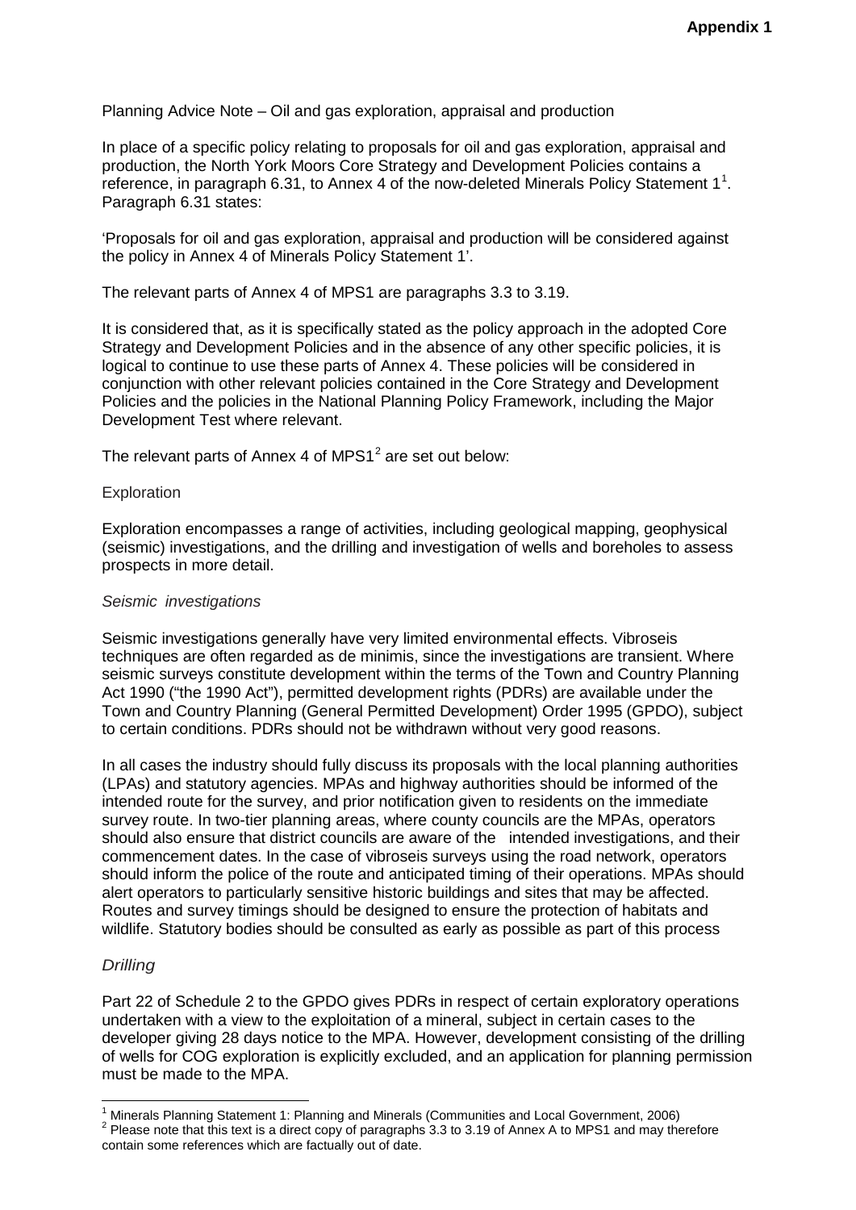**Appendix 1**

Planning Advice Note – Oil and gas exploration, appraisal and production

In place of a specific policy relating to proposals for oil and gas exploration, appraisal and production, the North York Moors Core Strategy and Development Policies contains a reference, in paragraph 6.31, to Annex 4 of the now-deleted Minerals Policy Statement 1[1]. Paragraph 6.31 states:

'Proposals for oil and gas exploration, appraisal and production will be considered against the policy in Annex 4 of Minerals Policy Statement 1'.

The relevant parts of Annex 4 of MPS1 are paragraphs 3.3 to 3.19.

It is considered that, as it is specifically stated as the policy approach in the adopted Core Strategy and Development Policies and in the absence of any other specific policies, it is logical to continue to use these parts of Annex 4. These policies will be considered in conjunction with other relevant policies contained in the Core Strategy and Development Policies and the policies in the National Planning Policy Framework, including the Major Development Test where relevant.

The relevant parts of Annex 4 of MPS1[2] are set out below:

Exploration

Exploration encompasses a range of activities, including geological mapping, geophysical (seismic) investigations, and the drilling and investigation of wells and boreholes to assess prospects in more detail.

*Seismic investigations*

Seismic investigations generally have very limited environmental effects. Vibroseis techniques are often regarded as de minimis, since the investigations are transient. Where seismic surveys constitute development within the terms of the Town and Country Planning Act 1990 ("the 1990 Act"), permitted development rights (PDRs) are available under the Town and Country Planning (General Permitted Development) Order 1995 (GPDO), subject to certain conditions. PDRs should not be withdrawn without very good reasons.

In all cases the industry should fully discuss its proposals with the local planning authorities (LPAs) and statutory agencies. MPAs and highway authorities should be informed of the intended route for the survey, and prior notification given to residents on the immediate survey route. In two-tier planning areas, where county councils are the MPAs, operators should also ensure that district councils are aware of the intended investigations, and their commencement dates. In the case of vibroseis surveys using the road network, operators should inform the police of the route and anticipated timing of their operations. MPAs should alert operators to particularly sensitive historic buildings and sites that may be affected. Routes and survey timings should be designed to ensure the protection of habitats and wildlife. Statutory bodies should be consulted as early as possible as part of this process

*Drilling*

Part 22 of Schedule 2 to the GPDO gives PDRs in respect of certain exploratory operations undertaken with a view to the exploitation of a mineral, subject in certain cases to the developer giving 28 days notice to the MPA. However, development consisting of the drilling of wells for COG exploration is explicitly excluded, and an application for planning permission must be made to the MPA.

[1] Minerals Planning Statement 1: Planning and Minerals (Communities and Local Government, 2006)

[2] Please note that this text is a direct copy of paragraphs 3.3 to 3.19 of Annex A to MPS1 and may therefore contain some references which are factually out of date.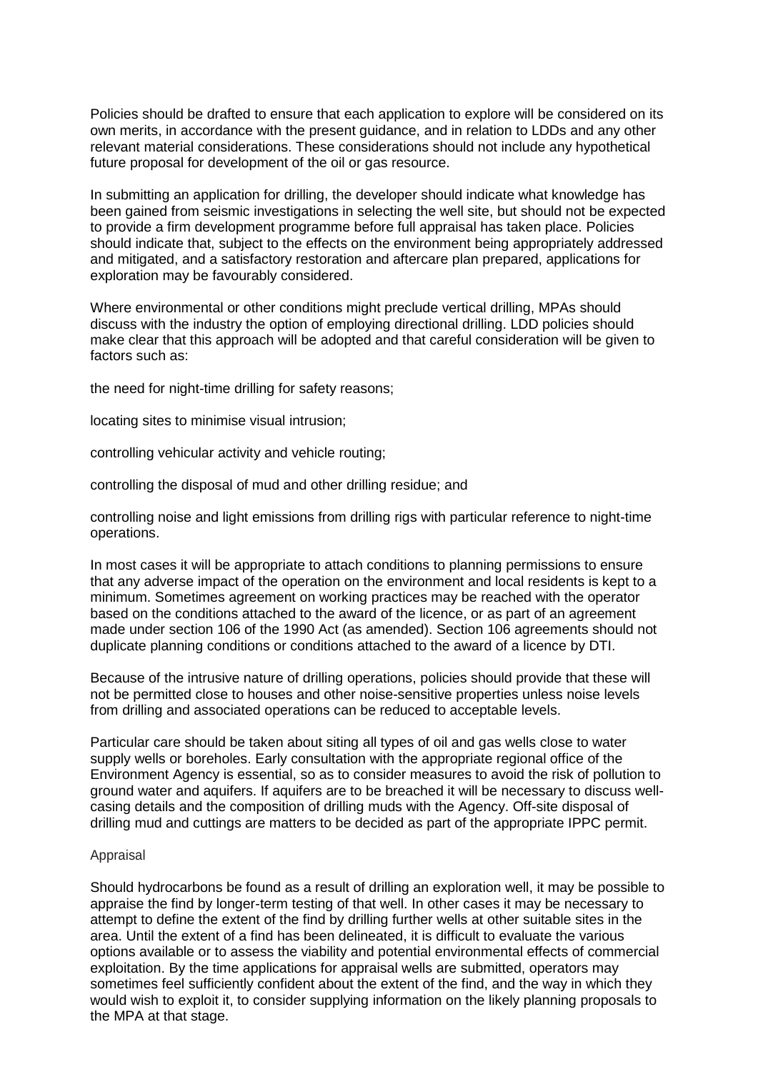Policies should be drafted to ensure that each application to explore will be considered on its own merits, in accordance with the present guidance, and in relation to LDDs and any other relevant material considerations. These considerations should not include any hypothetical future proposal for development of the oil or gas resource.

In submitting an application for drilling, the developer should indicate what knowledge has been gained from seismic investigations in selecting the well site, but should not be expected to provide a firm development programme before full appraisal has taken place. Policies should indicate that, subject to the effects on the environment being appropriately addressed and mitigated, and a satisfactory restoration and aftercare plan prepared, applications for exploration may be favourably considered.

Where environmental or other conditions might preclude vertical drilling, MPAs should discuss with the industry the option of employing directional drilling. LDD policies should make clear that this approach will be adopted and that careful consideration will be given to factors such as:

the need for night-time drilling for safety reasons;

locating sites to minimise visual intrusion;

controlling vehicular activity and vehicle routing;

controlling the disposal of mud and other drilling residue; and

controlling noise and light emissions from drilling rigs with particular reference to night-time operations.

In most cases it will be appropriate to attach conditions to planning permissions to ensure that any adverse impact of the operation on the environment and local residents is kept to a minimum. Sometimes agreement on working practices may be reached with the operator based on the conditions attached to the award of the licence, or as part of an agreement made under section 106 of the 1990 Act (as amended). Section 106 agreements should not duplicate planning conditions or conditions attached to the award of a licence by DTI.

Because of the intrusive nature of drilling operations, policies should provide that these will not be permitted close to houses and other noise-sensitive properties unless noise levels from drilling and associated operations can be reduced to acceptable levels.

Particular care should be taken about siting all types of oil and gas wells close to water supply wells or boreholes. Early consultation with the appropriate regional office of the Environment Agency is essential, so as to consider measures to avoid the risk of pollution to ground water and aquifers. If aquifers are to be breached it will be necessary to discuss well-casing details and the composition of drilling muds with the Agency. Off-site disposal of drilling mud and cuttings are matters to be decided as part of the appropriate IPPC permit.

## Appraisal

Should hydrocarbons be found as a result of drilling an exploration well, it may be possible to appraise the find by longer-term testing of that well. In other cases it may be necessary to attempt to define the extent of the find by drilling further wells at other suitable sites in the area. Until the extent of a find has been delineated, it is difficult to evaluate the various options available or to assess the viability and potential environmental effects of commercial exploitation. By the time applications for appraisal wells are submitted, operators may sometimes feel sufficiently confident about the extent of the find, and the way in which they would wish to exploit it, to consider supplying information on the likely planning proposals to the MPA at that stage.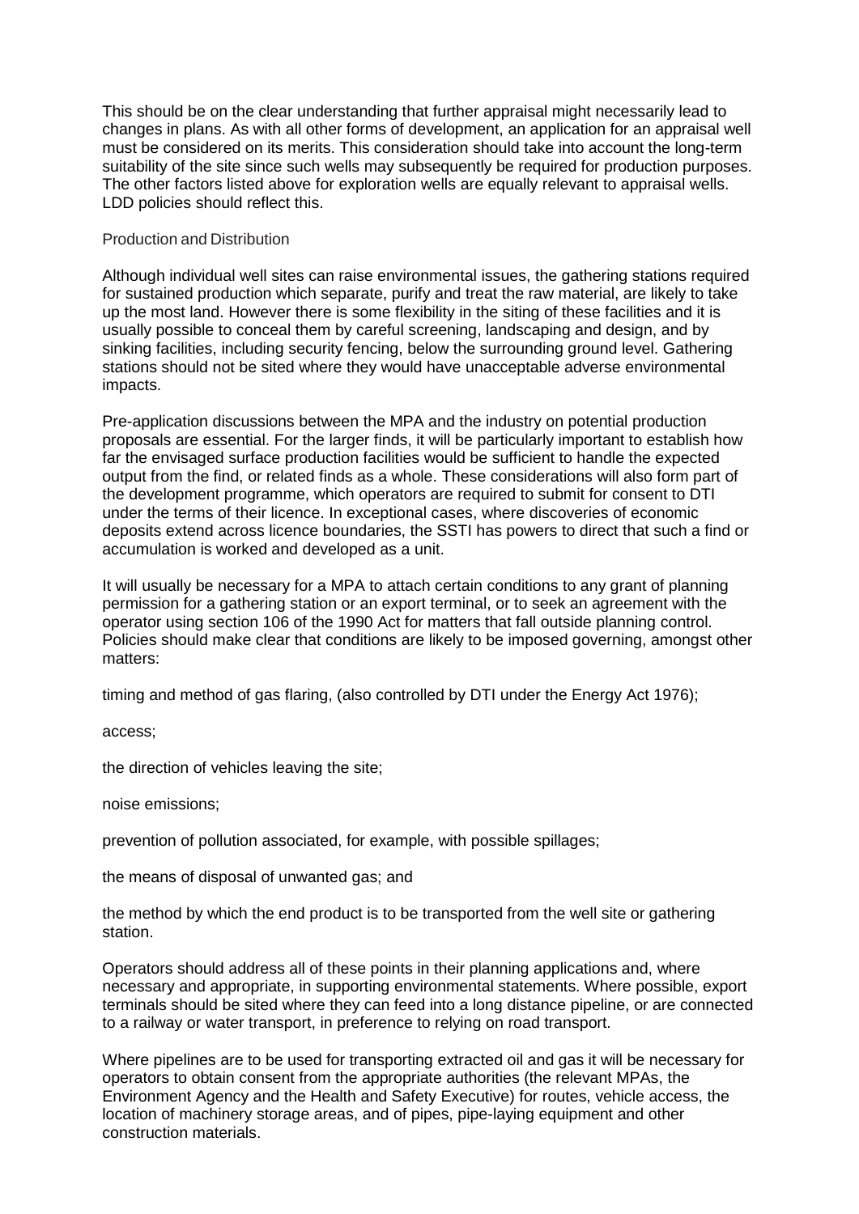This should be on the clear understanding that further appraisal might necessarily lead to changes in plans. As with all other forms of development, an application for an appraisal well must be considered on its merits. This consideration should take into account the long-term suitability of the site since such wells may subsequently be required for production purposes. The other factors listed above for exploration wells are equally relevant to appraisal wells. LDD policies should reflect this.

## Production and Distribution

Although individual well sites can raise environmental issues, the gathering stations required for sustained production which separate, purify and treat the raw material, are likely to take up the most land. However there is some flexibility in the siting of these facilities and it is usually possible to conceal them by careful screening, landscaping and design, and by sinking facilities, including security fencing, below the surrounding ground level. Gathering stations should not be sited where they would have unacceptable adverse environmental impacts.

Pre-application discussions between the MPA and the industry on potential production proposals are essential. For the larger finds, it will be particularly important to establish how far the envisaged surface production facilities would be sufficient to handle the expected output from the find, or related finds as a whole. These considerations will also form part of the development programme, which operators are required to submit for consent to DTI under the terms of their licence. In exceptional cases, where discoveries of economic deposits extend across licence boundaries, the SSTI has powers to direct that such a find or accumulation is worked and developed as a unit.

It will usually be necessary for a MPA to attach certain conditions to any grant of planning permission for a gathering station or an export terminal, or to seek an agreement with the operator using section 106 of the 1990 Act for matters that fall outside planning control. Policies should make clear that conditions are likely to be imposed governing, amongst other matters:

timing and method of gas flaring, (also controlled by DTI under the Energy Act 1976);

access;

the direction of vehicles leaving the site;

noise emissions;

prevention of pollution associated, for example, with possible spillages;

the means of disposal of unwanted gas; and

the method by which the end product is to be transported from the well site or gathering station.

Operators should address all of these points in their planning applications and, where necessary and appropriate, in supporting environmental statements. Where possible, export terminals should be sited where they can feed into a long distance pipeline, or are connected to a railway or water transport, in preference to relying on road transport.

Where pipelines are to be used for transporting extracted oil and gas it will be necessary for operators to obtain consent from the appropriate authorities (the relevant MPAs, the Environment Agency and the Health and Safety Executive) for routes, vehicle access, the location of machinery storage areas, and of pipes, pipe-laying equipment and other construction materials.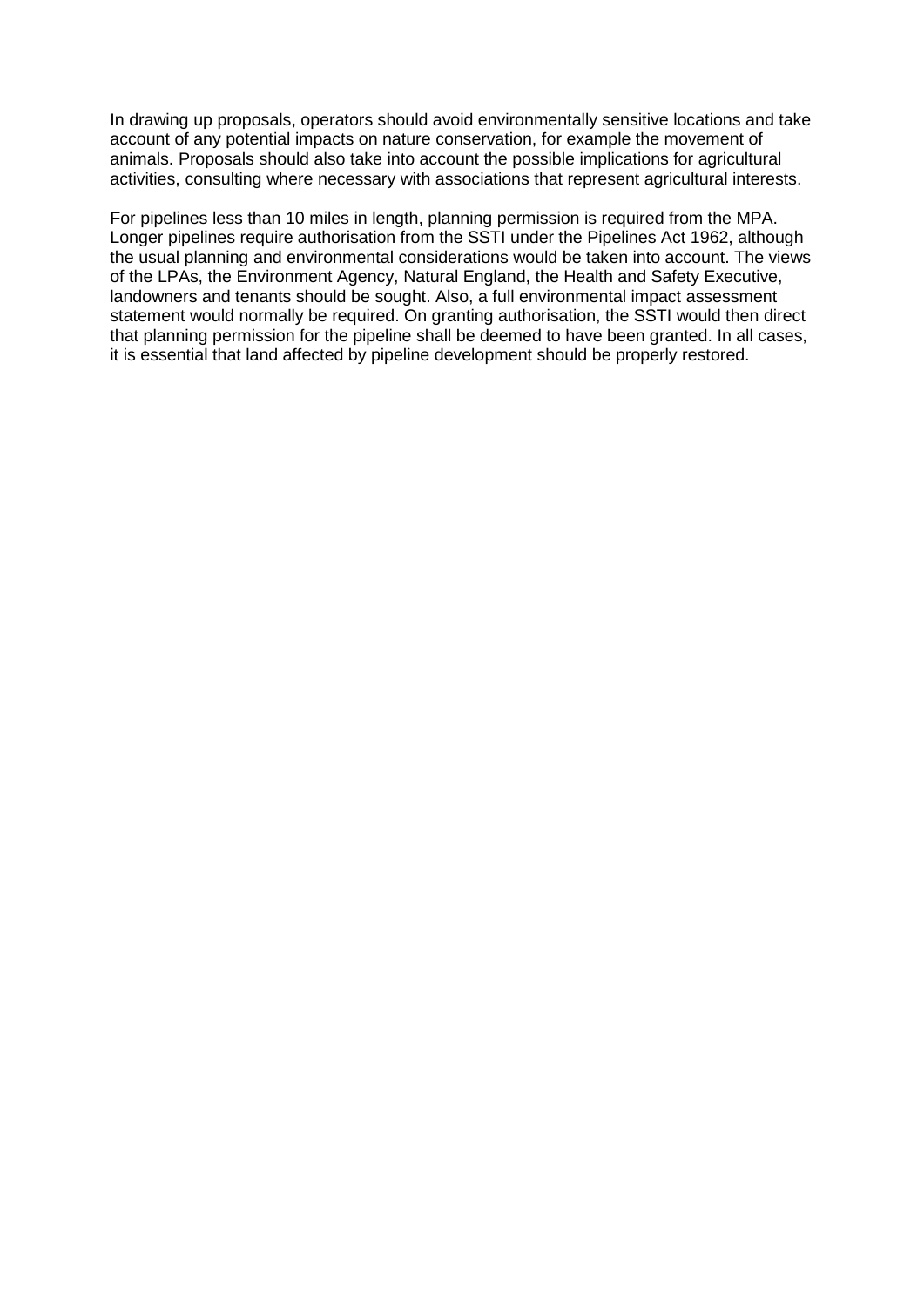In drawing up proposals, operators should avoid environmentally sensitive locations and take account of any potential impacts on nature conservation, for example the movement of animals. Proposals should also take into account the possible implications for agricultural activities, consulting where necessary with associations that represent agricultural interests.

For pipelines less than 10 miles in length, planning permission is required from the MPA. Longer pipelines require authorisation from the SSTI under the Pipelines Act 1962, although the usual planning and environmental considerations would be taken into account. The views of the LPAs, the Environment Agency, Natural England, the Health and Safety Executive, landowners and tenants should be sought. Also, a full environmental impact assessment statement would normally be required. On granting authorisation, the SSTI would then direct that planning permission for the pipeline shall be deemed to have been granted. In all cases, it is essential that land affected by pipeline development should be properly restored.